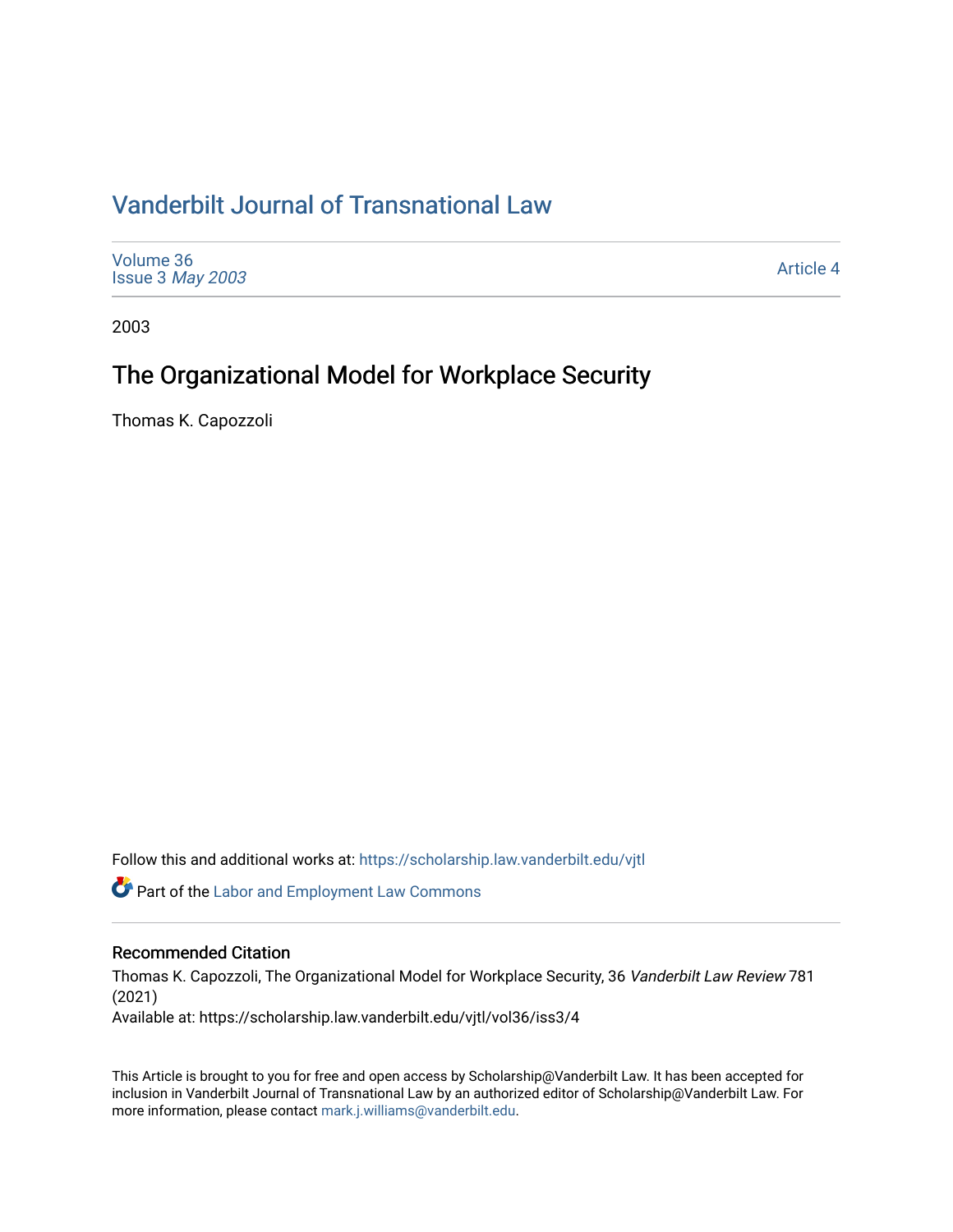# Vanderbilt Journal of Transnational Law

Volume 36
Issue 3 *May 2003*

Article 4

2003

## The Organizational Model for Workplace Security

Thomas K. Capozzoli

Follow this and additional works at: https://scholarship.law.vanderbilt.edu/vjtl

Part of the Labor and Employment Law Commons

### Recommended Citation

Thomas K. Capozzoli, The Organizational Model for Workplace Security, 36 *Vanderbilt Law Review* 781 (2021)
Available at: https://scholarship.law.vanderbilt.edu/vjtl/vol36/iss3/4

This Article is brought to you for free and open access by Scholarship@Vanderbilt Law. It has been accepted for inclusion in Vanderbilt Journal of Transnational Law by an authorized editor of Scholarship@Vanderbilt Law. For more information, please contact mark.j.williams@vanderbilt.edu.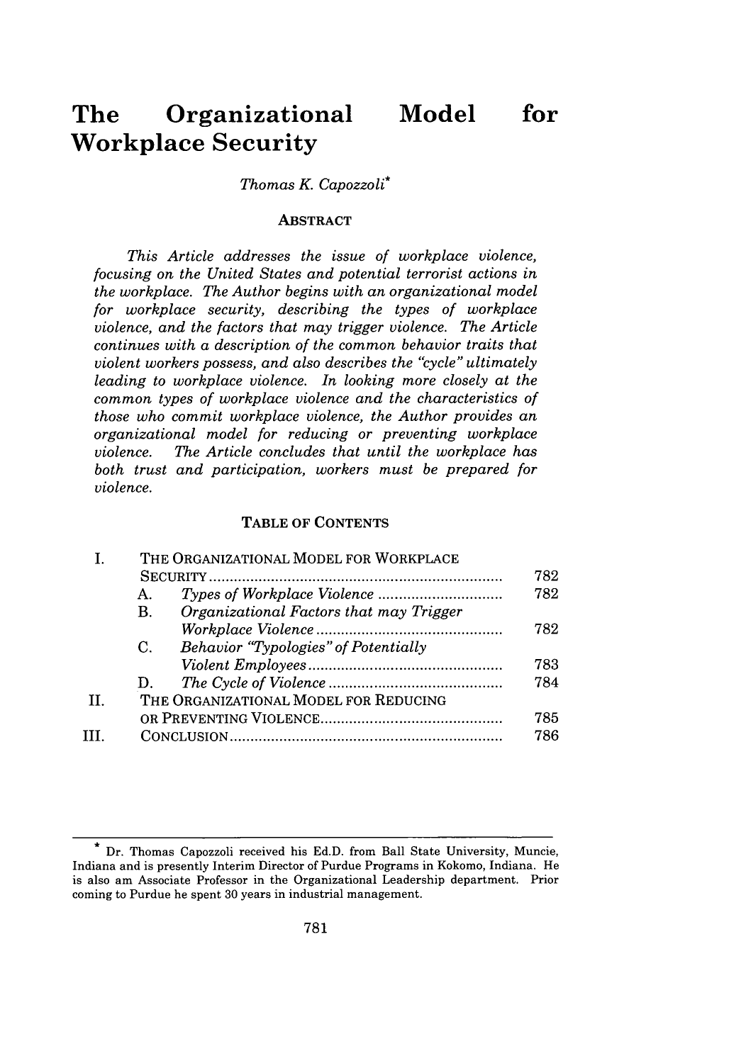# The Organizational Model for Workplace Security

*Thomas K. Capozzoli*[*]

## ABSTRACT

*This Article addresses the issue of workplace violence, focusing on the United States and potential terrorist actions in the workplace. The Author begins with an organizational model for workplace security, describing the types of workplace violence, and the factors that may trigger violence. The Article continues with a description of the common behavior traits that violent workers possess, and also describes the "cycle" ultimately leading to workplace violence. In looking more closely at the common types of workplace violence and the characteristics of those who commit workplace violence, the Author provides an organizational model for reducing or preventing workplace violence. The Article concludes that until the workplace has both trust and participation, workers must be prepared for violence.*

## TABLE OF CONTENTS

| | | |
|---|---|---|
| I. | THE ORGANIZATIONAL MODEL FOR WORKPLACE SECURITY | 782 |
| | A. *Types of Workplace Violence* | 782 |
| | B. *Organizational Factors that may Trigger Workplace Violence* | 782 |
| | C. *Behavior "Typologies" of Potentially Violent Employees* | 783 |
| | D. *The Cycle of Violence* | 784 |
| II. | THE ORGANIZATIONAL MODEL FOR REDUCING OR PREVENTING VIOLENCE | 785 |
| III. | CONCLUSION | 786 |

---

[*] Dr. Thomas Capozzoli received his Ed.D. from Ball State University, Muncie, Indiana and is presently Interim Director of Purdue Programs in Kokomo, Indiana. He is also am Associate Professor in the Organizational Leadership department. Prior coming to Purdue he spent 30 years in industrial management.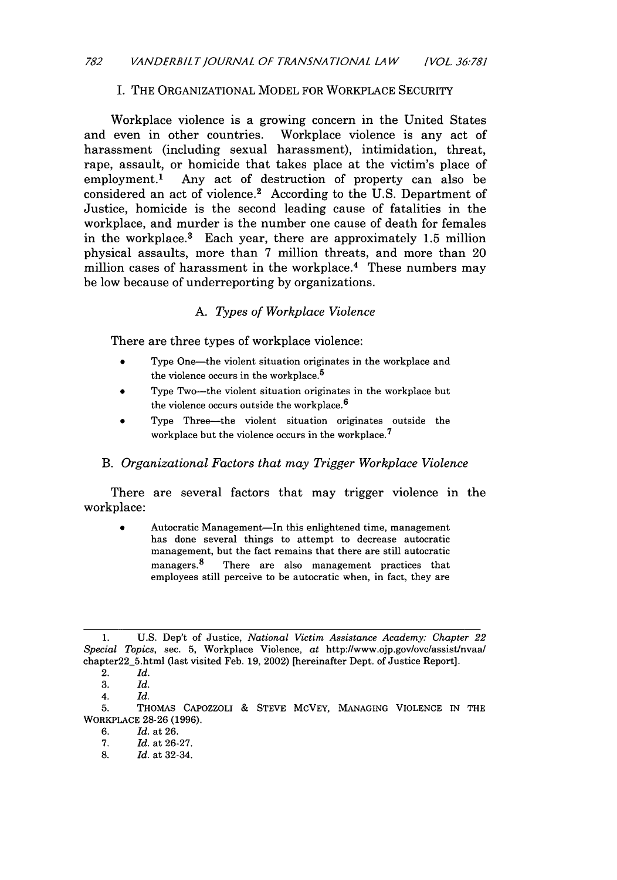## I. THE ORGANIZATIONAL MODEL FOR WORKPLACE SECURITY

Workplace violence is a growing concern in the United States and even in other countries. Workplace violence is any act of harassment (including sexual harassment), intimidation, threat, rape, assault, or homicide that takes place at the victim's place of employment.[1] Any act of destruction of property can also be considered an act of violence.[2] According to the U.S. Department of Justice, homicide is the second leading cause of fatalities in the workplace, and murder is the number one cause of death for females in the workplace.[3] Each year, there are approximately 1.5 million physical assaults, more than 7 million threats, and more than 20 million cases of harassment in the workplace.[4] These numbers may be low because of underreporting by organizations.

### A. *Types of Workplace Violence*

There are three types of workplace violence:

- Type One—the violent situation originates in the workplace and the violence occurs in the workplace.[5]
- Type Two—the violent situation originates in the workplace but the violence occurs outside the workplace.[6]
- Type Three—the violent situation originates outside the workplace but the violence occurs in the workplace.[7]

### B. *Organizational Factors that may Trigger Workplace Violence*

There are several factors that may trigger violence in the workplace:

- Autocratic Management—In this enlightened time, management has done several things to attempt to decrease autocratic management, but the fact remains that there are still autocratic managers.[8] There are also management practices that employees still perceive to be autocratic when, in fact, they are

---

1. U.S. Dep't of Justice, *National Victim Assistance Academy: Chapter 22 Special Topics*, sec. 5, Workplace Violence, *at* http://www.ojp.gov/ovc/assist/nvaa/chapter22_5.html (last visited Feb. 19, 2002) [hereinafter Dept. of Justice Report].
2. *Id.*
3. *Id.*
4. *Id.*
5. THOMAS CAPOZZOLI & STEVE MCVEY, MANAGING VIOLENCE IN THE WORKPLACE 28-26 (1996).
6. *Id.* at 26.
7. *Id.* at 26-27.
8. *Id.* at 32-34.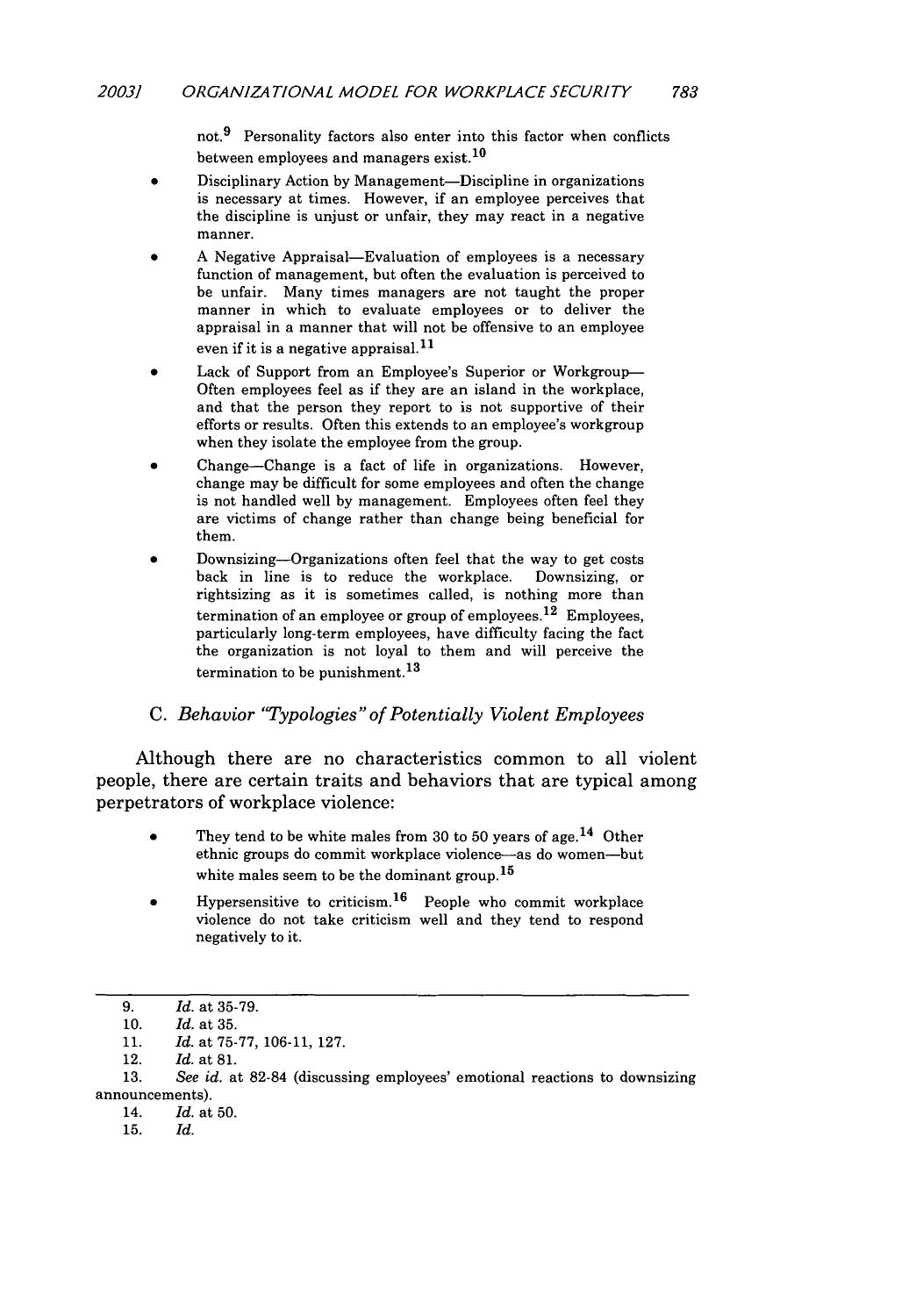not.[9] Personality factors also enter into this factor when conflicts between employees and managers exist.[10]

- Disciplinary Action by Management—Discipline in organizations is necessary at times. However, if an employee perceives that the discipline is unjust or unfair, they may react in a negative manner.
- A Negative Appraisal—Evaluation of employees is a necessary function of management, but often the evaluation is perceived to be unfair. Many times managers are not taught the proper manner in which to evaluate employees or to deliver the appraisal in a manner that will not be offensive to an employee even if it is a negative appraisal.[11]
- Lack of Support from an Employee's Superior or Workgroup—Often employees feel as if they are an island in the workplace, and that the person they report to is not supportive of their efforts or results. Often this extends to an employee's workgroup when they isolate the employee from the group.
- Change—Change is a fact of life in organizations. However, change may be difficult for some employees and often the change is not handled well by management. Employees often feel they are victims of change rather than change being beneficial for them.
- Downsizing—Organizations often feel that the way to get costs back in line is to reduce the workplace. Downsizing, or rightsizing as it is sometimes called, is nothing more than termination of an employee or group of employees.[12] Employees, particularly long-term employees, have difficulty facing the fact the organization is not loyal to them and will perceive the termination to be punishment.[13]

### C. *Behavior "Typologies" of Potentially Violent Employees*

Although there are no characteristics common to all violent people, there are certain traits and behaviors that are typical among perpetrators of workplace violence:

- They tend to be white males from 30 to 50 years of age.[14] Other ethnic groups do commit workplace violence—as do women—but white males seem to be the dominant group.[15]
- Hypersensitive to criticism.[16] People who commit workplace violence do not take criticism well and they tend to respond negatively to it.

---

9. *Id.* at 35-79.
10. *Id.* at 35.
11. *Id.* at 75-77, 106-11, 127.
12. *Id.* at 81.
13. *See id.* at 82-84 (discussing employees' emotional reactions to downsizing announcements).
14. *Id.* at 50.
15. *Id.*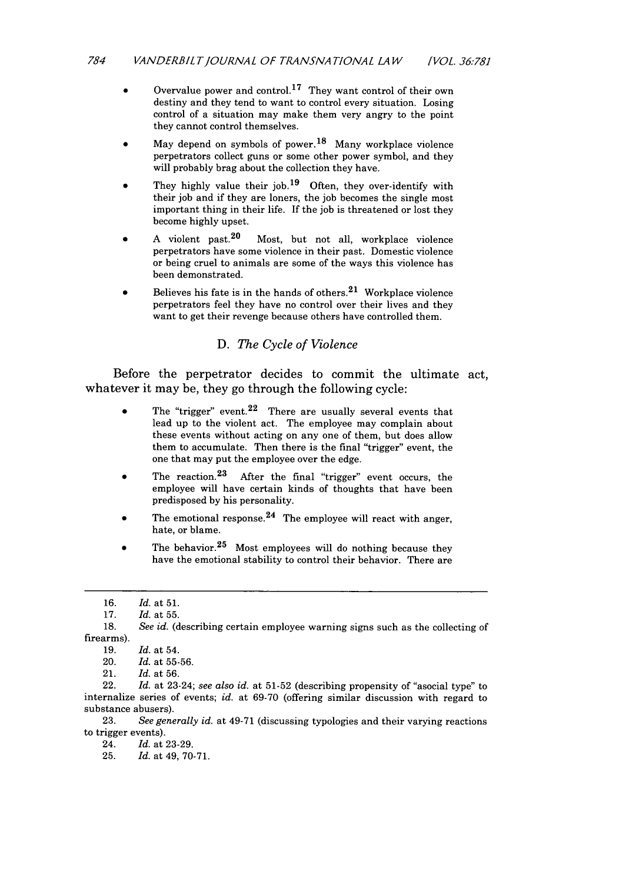- Overvalue power and control.[17] They want control of their own destiny and they tend to want to control every situation. Losing control of a situation may make them very angry to the point they cannot control themselves.
- May depend on symbols of power.[18] Many workplace violence perpetrators collect guns or some other power symbol, and they will probably brag about the collection they have.
- They highly value their job.[19] Often, they over-identify with their job and if they are loners, the job becomes the single most important thing in their life. If the job is threatened or lost they become highly upset.
- A violent past.[20] Most, but not all, workplace violence perpetrators have some violence in their past. Domestic violence or being cruel to animals are some of the ways this violence has been demonstrated.
- Believes his fate is in the hands of others.[21] Workplace violence perpetrators feel they have no control over their lives and they want to get their revenge because others have controlled them.

### D. *The Cycle of Violence*

Before the perpetrator decides to commit the ultimate act, whatever it may be, they go through the following cycle:

- The "trigger" event.[22] There are usually several events that lead up to the violent act. The employee may complain about these events without acting on any one of them, but does allow them to accumulate. Then there is the final "trigger" event, the one that may put the employee over the edge.
- The reaction.[23] After the final "trigger" event occurs, the employee will have certain kinds of thoughts that have been predisposed by his personality.
- The emotional response.[24] The employee will react with anger, hate, or blame.
- The behavior.[25] Most employees will do nothing because they have the emotional stability to control their behavior. There are

---

16. *Id.* at 51.
17. *Id.* at 55.
18. *See id.* (describing certain employee warning signs such as the collecting of firearms).
19. *Id.* at 54.
20. *Id.* at 55-56.
21. *Id.* at 56.
22. *Id.* at 23-24; *see also id.* at 51-52 (describing propensity of "asocial type" to internalize series of events; *id.* at 69-70 (offering similar discussion with regard to substance abusers).
23. *See generally id.* at 49-71 (discussing typologies and their varying reactions to trigger events).
24. *Id.* at 23-29.
25. *Id.* at 49, 70-71.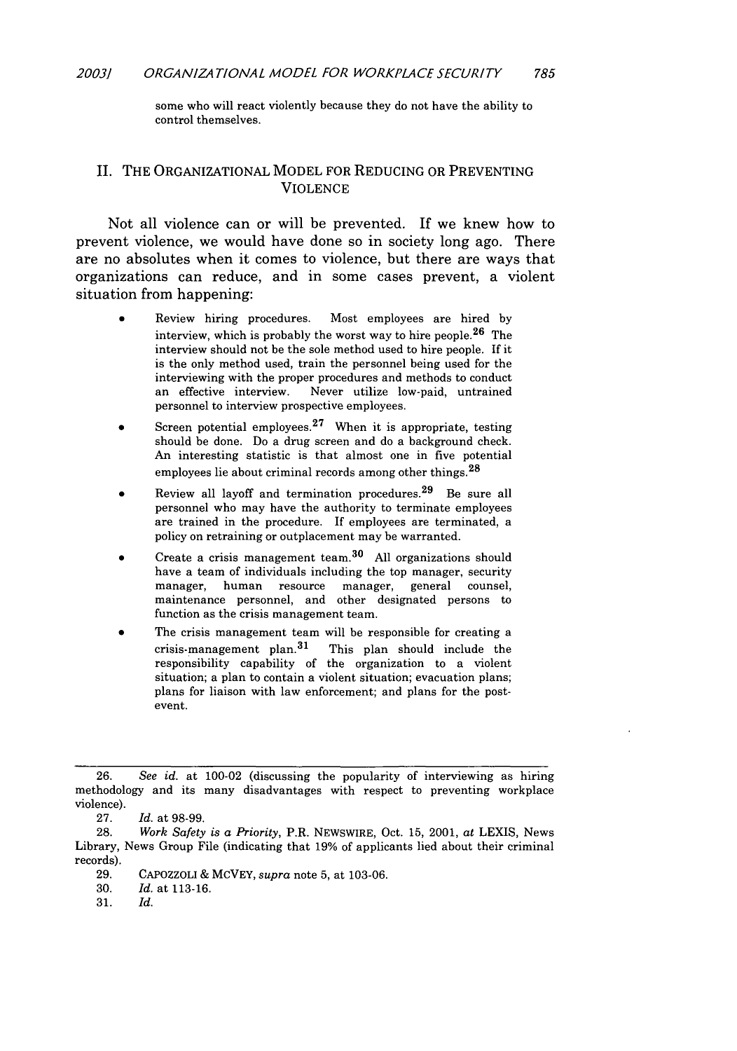some who will react violently because they do not have the ability to control themselves.

## II. THE ORGANIZATIONAL MODEL FOR REDUCING OR PREVENTING VIOLENCE

Not all violence can or will be prevented. If we knew how to prevent violence, we would have done so in society long ago. There are no absolutes when it comes to violence, but there are ways that organizations can reduce, and in some cases prevent, a violent situation from happening:

- Review hiring procedures. Most employees are hired by interview, which is probably the worst way to hire people.[26] The interview should not be the sole method used to hire people. If it is the only method used, train the personnel being used for the interviewing with the proper procedures and methods to conduct an effective interview. Never utilize low-paid, untrained personnel to interview prospective employees.
- Screen potential employees.[27] When it is appropriate, testing should be done. Do a drug screen and do a background check. An interesting statistic is that almost one in five potential employees lie about criminal records among other things.[28]
- Review all layoff and termination procedures.[29] Be sure all personnel who may have the authority to terminate employees are trained in the procedure. If employees are terminated, a policy on retraining or outplacement may be warranted.
- Create a crisis management team.[30] All organizations should have a team of individuals including the top manager, security manager, human resource manager, general counsel, maintenance personnel, and other designated persons to function as the crisis management team.
- The crisis management team will be responsible for creating a crisis-management plan.[31] This plan should include the responsibility capability of the organization to a violent situation; a plan to contain a violent situation; evacuation plans; plans for liaison with law enforcement; and plans for the post-event.

---

26. *See id.* at 100-02 (discussing the popularity of interviewing as hiring methodology and its many disadvantages with respect to preventing workplace violence).

27. *Id.* at 98-99.

28. *Work Safety is a Priority*, P.R. NEWSWIRE, Oct. 15, 2001, *at* LEXIS, News Library, News Group File (indicating that 19% of applicants lied about their criminal records).

29. CAPOZZOLI & MCVEY, *supra* note 5, at 103-06.

30. *Id.* at 113-16.

31. *Id.*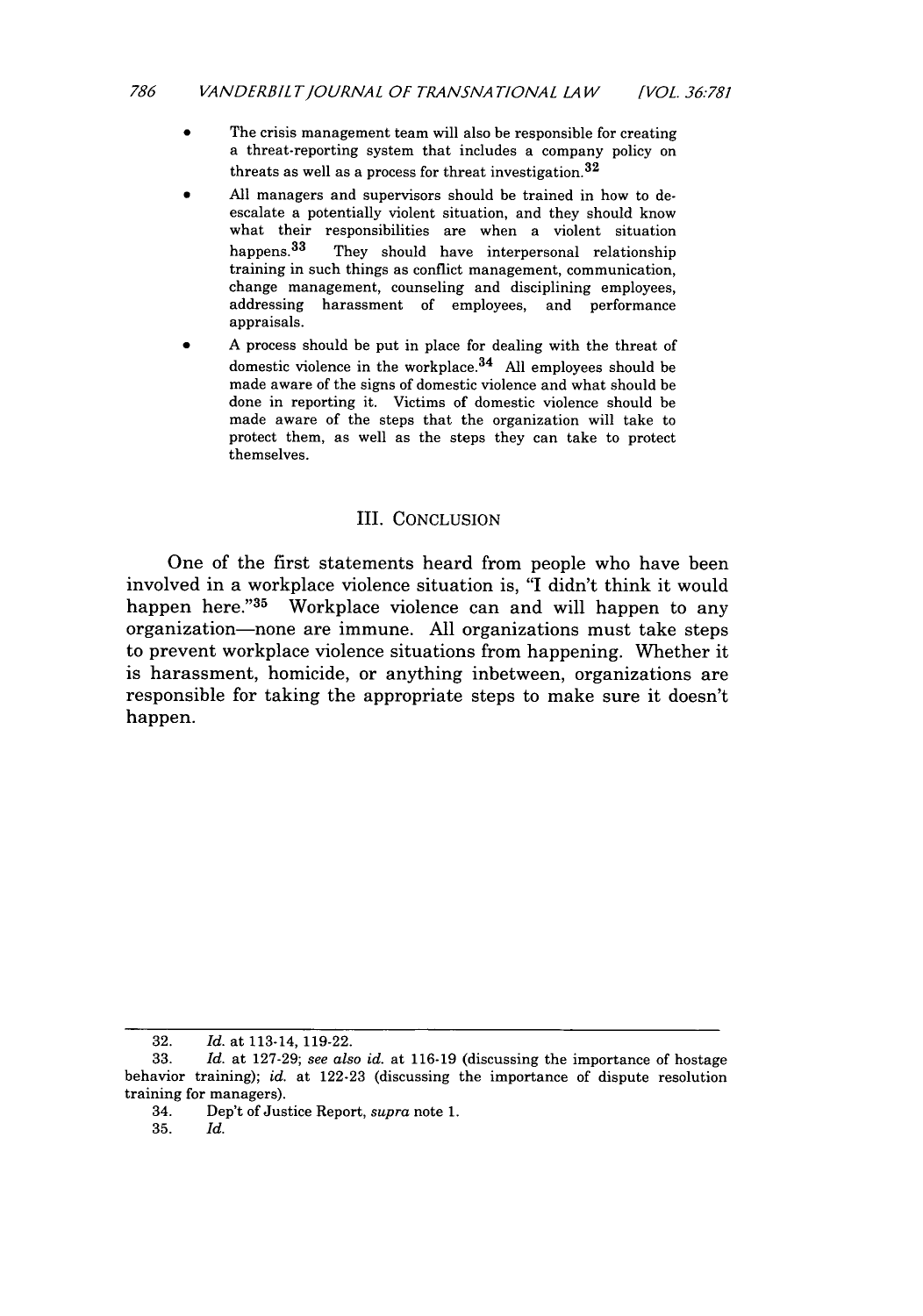- The crisis management team will also be responsible for creating a threat-reporting system that includes a company policy on threats as well as a process for threat investigation.[32]
- All managers and supervisors should be trained in how to de-escalate a potentially violent situation, and they should know what their responsibilities are when a violent situation happens.[33] They should have interpersonal relationship training in such things as conflict management, communication, change management, counseling and disciplining employees, addressing harassment of employees, and performance appraisals.
- A process should be put in place for dealing with the threat of domestic violence in the workplace.[34] All employees should be made aware of the signs of domestic violence and what should be done in reporting it. Victims of domestic violence should be made aware of the steps that the organization will take to protect them, as well as the steps they can take to protect themselves.

## III. CONCLUSION

One of the first statements heard from people who have been involved in a workplace violence situation is, "I didn't think it would happen here."[35] Workplace violence can and will happen to any organization—none are immune. All organizations must take steps to prevent workplace violence situations from happening. Whether it is harassment, homicide, or anything inbetween, organizations are responsible for taking the appropriate steps to make sure it doesn't happen.

---

32. *Id.* at 113-14, 119-22.

33. *Id.* at 127-29; *see also id.* at 116-19 (discussing the importance of hostage behavior training); *id.* at 122-23 (discussing the importance of dispute resolution training for managers).

34. Dep't of Justice Report, *supra* note 1.

35. *Id.*